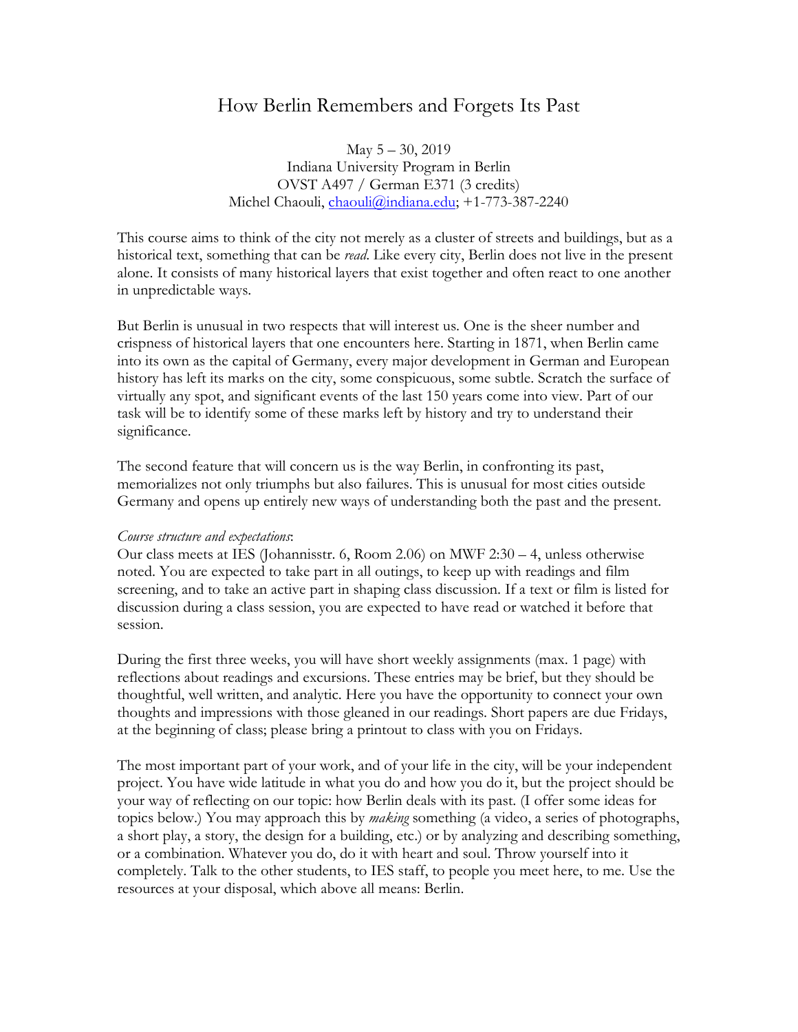# How Berlin Remembers and Forgets Its Past

May 5 – 30, 2019
Indiana University Program in Berlin
OVST A497 / German E371 (3 credits)
Michel Chaouli, chaouli@indiana.edu; +1-773-387-2240

This course aims to think of the city not merely as a cluster of streets and buildings, but as a historical text, something that can be *read*. Like every city, Berlin does not live in the present alone. It consists of many historical layers that exist together and often react to one another in unpredictable ways.

But Berlin is unusual in two respects that will interest us. One is the sheer number and crispness of historical layers that one encounters here. Starting in 1871, when Berlin came into its own as the capital of Germany, every major development in German and European history has left its marks on the city, some conspicuous, some subtle. Scratch the surface of virtually any spot, and significant events of the last 150 years come into view. Part of our task will be to identify some of these marks left by history and try to understand their significance.

The second feature that will concern us is the way Berlin, in confronting its past, memorializes not only triumphs but also failures. This is unusual for most cities outside Germany and opens up entirely new ways of understanding both the past and the present.

*Course structure and expectations*:
Our class meets at IES (Johannisstr. 6, Room 2.06) on MWF 2:30 – 4, unless otherwise noted. You are expected to take part in all outings, to keep up with readings and film screening, and to take an active part in shaping class discussion. If a text or film is listed for discussion during a class session, you are expected to have read or watched it before that session.

During the first three weeks, you will have short weekly assignments (max. 1 page) with reflections about readings and excursions. These entries may be brief, but they should be thoughtful, well written, and analytic. Here you have the opportunity to connect your own thoughts and impressions with those gleaned in our readings. Short papers are due Fridays, at the beginning of class; please bring a printout to class with you on Fridays.

The most important part of your work, and of your life in the city, will be your independent project. You have wide latitude in what you do and how you do it, but the project should be your way of reflecting on our topic: how Berlin deals with its past. (I offer some ideas for topics below.) You may approach this by *making* something (a video, a series of photographs, a short play, a story, the design for a building, etc.) or by analyzing and describing something, or a combination. Whatever you do, do it with heart and soul. Throw yourself into it completely. Talk to the other students, to IES staff, to people you meet here, to me. Use the resources at your disposal, which above all means: Berlin.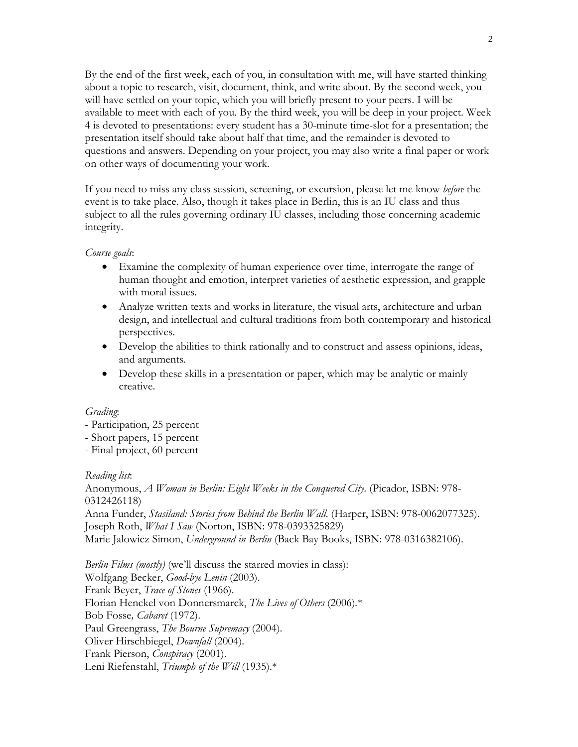By the end of the first week, each of you, in consultation with me, will have started thinking about a topic to research, visit, document, think, and write about. By the second week, you will have settled on your topic, which you will briefly present to your peers. I will be available to meet with each of you. By the third week, you will be deep in your project. Week 4 is devoted to presentations: every student has a 30-minute time-slot for a presentation; the presentation itself should take about half that time, and the remainder is devoted to questions and answers. Depending on your project, you may also write a final paper or work on other ways of documenting your work.

If you need to miss any class session, screening, or excursion, please let me know *before* the event is to take place. Also, though it takes place in Berlin, this is an IU class and thus subject to all the rules governing ordinary IU classes, including those concerning academic integrity.

*Course goals*:

- Examine the complexity of human experience over time, interrogate the range of human thought and emotion, interpret varieties of aesthetic expression, and grapple with moral issues.
- Analyze written texts and works in literature, the visual arts, architecture and urban design, and intellectual and cultural traditions from both contemporary and historical perspectives.
- Develop the abilities to think rationally and to construct and assess opinions, ideas, and arguments.
- Develop these skills in a presentation or paper, which may be analytic or mainly creative.

*Grading*:

- Participation, 25 percent
- Short papers, 15 percent
- Final project, 60 percent

*Reading list*:

Anonymous, *A Woman in Berlin: Eight Weeks in the Conquered City.* (Picador, ISBN: 978-0312426118)
Anna Funder, *Stasiland: Stories from Behind the Berlin Wall.* (Harper, ISBN: 978-0062077325).
Joseph Roth, *What I Saw* (Norton, ISBN: 978-0393325829)
Marie Jalowicz Simon, *Underground in Berlin* (Back Bay Books, ISBN: 978-0316382106).

*Berlin Films (mostly)* (we'll discuss the starred movies in class):
Wolfgang Becker, *Good-bye Lenin* (2003).
Frank Beyer, *Trace of Stones* (1966).
Florian Henckel von Donnersmarck, *The Lives of Others* (2006).*
Bob Fosse, *Cabaret* (1972).
Paul Greengrass, *The Bourne Supremacy* (2004).
Oliver Hirschbiegel, *Downfall* (2004).
Frank Pierson, *Conspiracy* (2001).
Leni Riefenstahl, *Triumph of the Will* (1935).*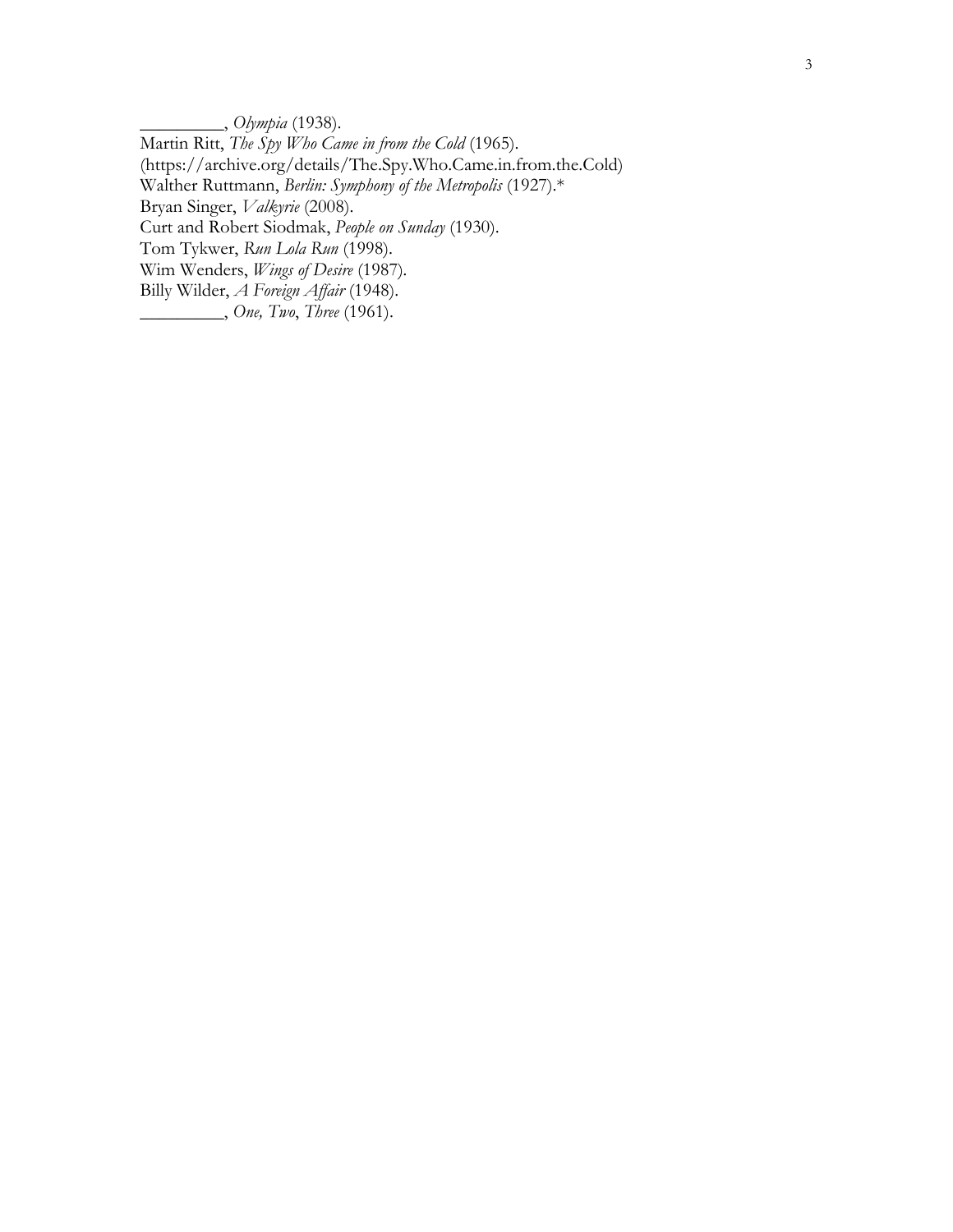_________, *Olympia* (1938).  
Martin Ritt, *The Spy Who Came in from the Cold* (1965).  
(https://archive.org/details/The.Spy.Who.Came.in.from.the.Cold)  
Walther Ruttmann, *Berlin: Symphony of the Metropolis* (1927).*  
Bryan Singer, *Valkyrie* (2008).  
Curt and Robert Siodmak, *People on Sunday* (1930).  
Tom Tykwer, *Run Lola Run* (1998).  
Wim Wenders, *Wings of Desire* (1987).  
Billy Wilder, *A Foreign Affair* (1948).  
_________, *One, Two*, *Three* (1961).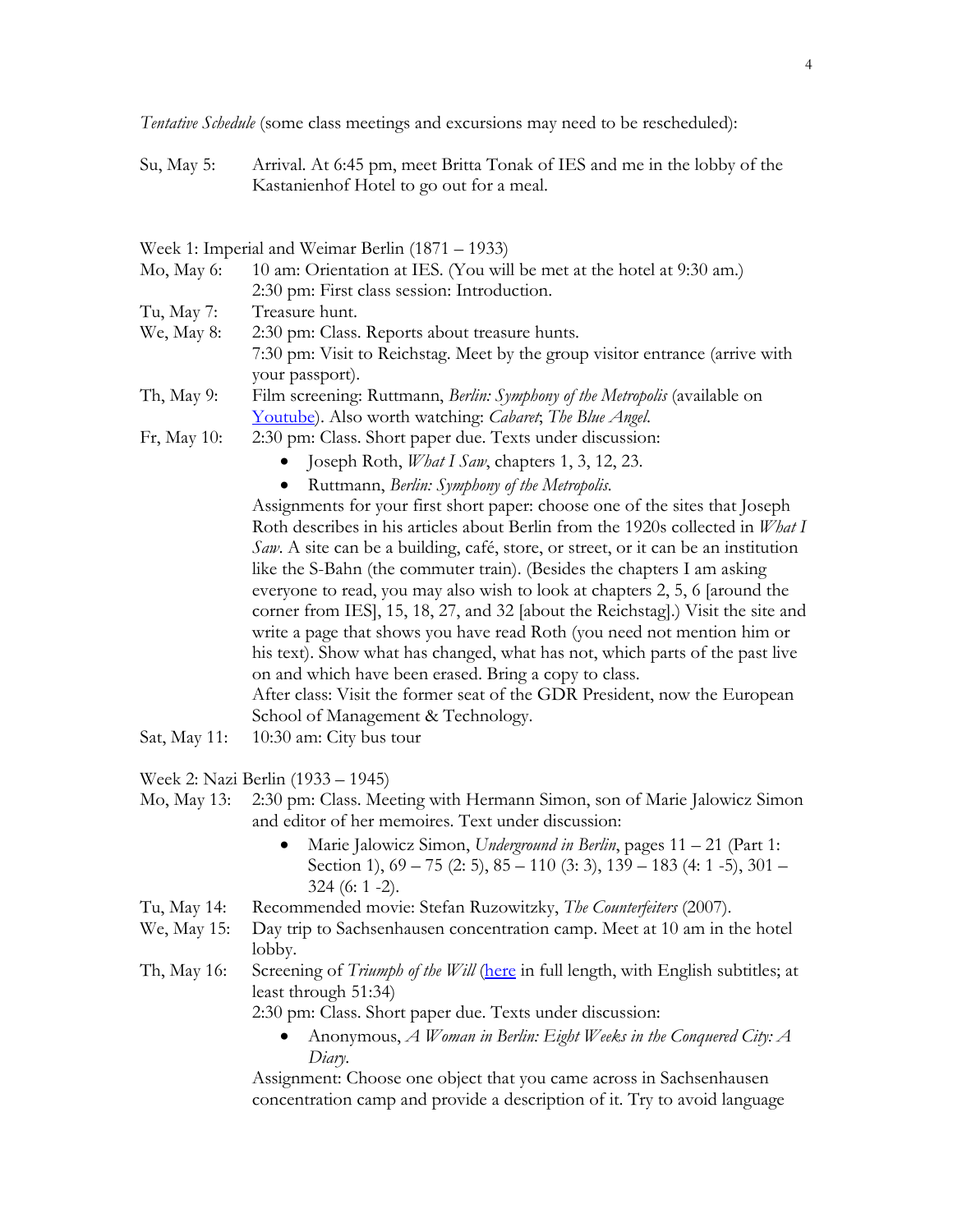*Tentative Schedule* (some class meetings and excursions may need to be rescheduled):

Su, May 5: Arrival. At 6:45 pm, meet Britta Tonak of IES and me in the lobby of the Kastanienhof Hotel to go out for a meal.

Week 1: Imperial and Weimar Berlin (1871 – 1933)

Mo, May 6: 10 am: Orientation at IES. (You will be met at the hotel at 9:30 am.)
2:30 pm: First class session: Introduction.

Tu, May 7: Treasure hunt.

We, May 8: 2:30 pm: Class. Reports about treasure hunts.
7:30 pm: Visit to Reichstag. Meet by the group visitor entrance (arrive with your passport).

Th, May 9: Film screening: Ruttmann, *Berlin: Symphony of the Metropolis* (available on [Youtube]). Also worth watching: *Cabaret*; *The Blue Angel*.

Fr, May 10: 2:30 pm: Class. Short paper due. Texts under discussion:

- Joseph Roth, *What I Saw*, chapters 1, 3, 12, 23.
- Ruttmann, *Berlin: Symphony of the Metropolis*.

Assignments for your first short paper: choose one of the sites that Joseph Roth describes in his articles about Berlin from the 1920s collected in *What I Saw*. A site can be a building, café, store, or street, or it can be an institution like the S-Bahn (the commuter train). (Besides the chapters I am asking everyone to read, you may also wish to look at chapters 2, 5, 6 [around the corner from IES], 15, 18, 27, and 32 [about the Reichstag].) Visit the site and write a page that shows you have read Roth (you need not mention him or his text). Show what has changed, what has not, which parts of the past live on and which have been erased. Bring a copy to class.
After class: Visit the former seat of the GDR President, now the European School of Management & Technology.

Sat, May 11: 10:30 am: City bus tour

Week 2: Nazi Berlin (1933 – 1945)

Mo, May 13: 2:30 pm: Class. Meeting with Hermann Simon, son of Marie Jalowicz Simon and editor of her memoires. Text under discussion:

- Marie Jalowicz Simon, *Underground in Berlin*, pages 11 – 21 (Part 1: Section 1), 69 – 75 (2: 5), 85 – 110 (3: 3), 139 – 183 (4: 1 -5), 301 – 324 (6: 1 -2).

Tu, May 14: Recommended movie: Stefan Ruzowitzky, *The Counterfeiters* (2007).

We, May 15: Day trip to Sachsenhausen concentration camp. Meet at 10 am in the hotel lobby.

Th, May 16: Screening of *Triumph of the Will* ([here] in full length, with English subtitles; at least through 51:34)
2:30 pm: Class. Short paper due. Texts under discussion:

- Anonymous, *A Woman in Berlin: Eight Weeks in the Conquered City: A Diary*.

Assignment: Choose one object that you came across in Sachsenhausen concentration camp and provide a description of it. Try to avoid language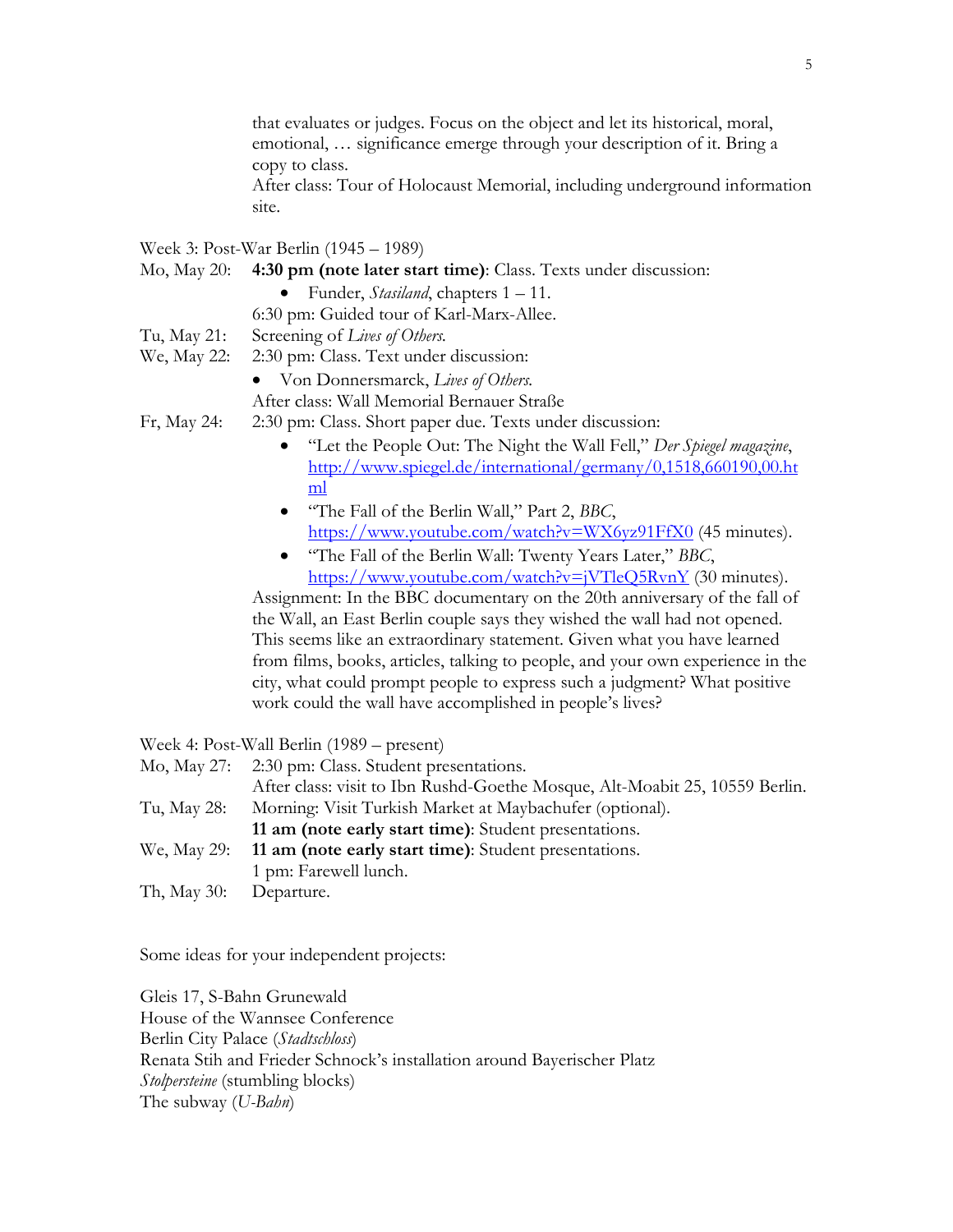that evaluates or judges. Focus on the object and let its historical, moral, emotional, … significance emerge through your description of it. Bring a copy to class.
After class: Tour of Holocaust Memorial, including underground information site.

Week 3: Post-War Berlin (1945 – 1989)

Mo, May 20: **4:30 pm (note later start time)**: Class. Texts under discussion:

- Funder, *Stasiland*, chapters 1 – 11.

6:30 pm: Guided tour of Karl-Marx-Allee.

Tu, May 21: Screening of *Lives of Others*.

We, May 22: 2:30 pm: Class. Text under discussion:

- Von Donnersmarck, *Lives of Others*.

After class: Wall Memorial Bernauer Straße

Fr, May 24: 2:30 pm: Class. Short paper due. Texts under discussion:

- "Let the People Out: The Night the Wall Fell," *Der Spiegel magazine*, http://www.spiegel.de/international/germany/0,1518,660190,00.html
- "The Fall of the Berlin Wall," Part 2, *BBC*, https://www.youtube.com/watch?v=WX6yz91FfX0 (45 minutes).
- "The Fall of the Berlin Wall: Twenty Years Later," *BBC*, https://www.youtube.com/watch?v=jVTleQ5RvnY (30 minutes).

Assignment: In the BBC documentary on the 20th anniversary of the fall of the Wall, an East Berlin couple says they wished the wall had not opened. This seems like an extraordinary statement. Given what you have learned from films, books, articles, talking to people, and your own experience in the city, what could prompt people to express such a judgment? What positive work could the wall have accomplished in people's lives?

Week 4: Post-Wall Berlin (1989 – present)

Mo, May 27: 2:30 pm: Class. Student presentations.
After class: visit to Ibn Rushd-Goethe Mosque, Alt-Moabit 25, 10559 Berlin.

Tu, May 28: Morning: Visit Turkish Market at Maybachufer (optional).
**11 am (note early start time)**: Student presentations.

We, May 29: **11 am (note early start time)**: Student presentations.
1 pm: Farewell lunch.

Th, May 30: Departure.

Some ideas for your independent projects:

Gleis 17, S-Bahn Grunewald
House of the Wannsee Conference
Berlin City Palace (*Stadtschloss*)
Renata Stih and Frieder Schnock's installation around Bayerischer Platz
*Stolpersteine* (stumbling blocks)
The subway (*U-Bahn*)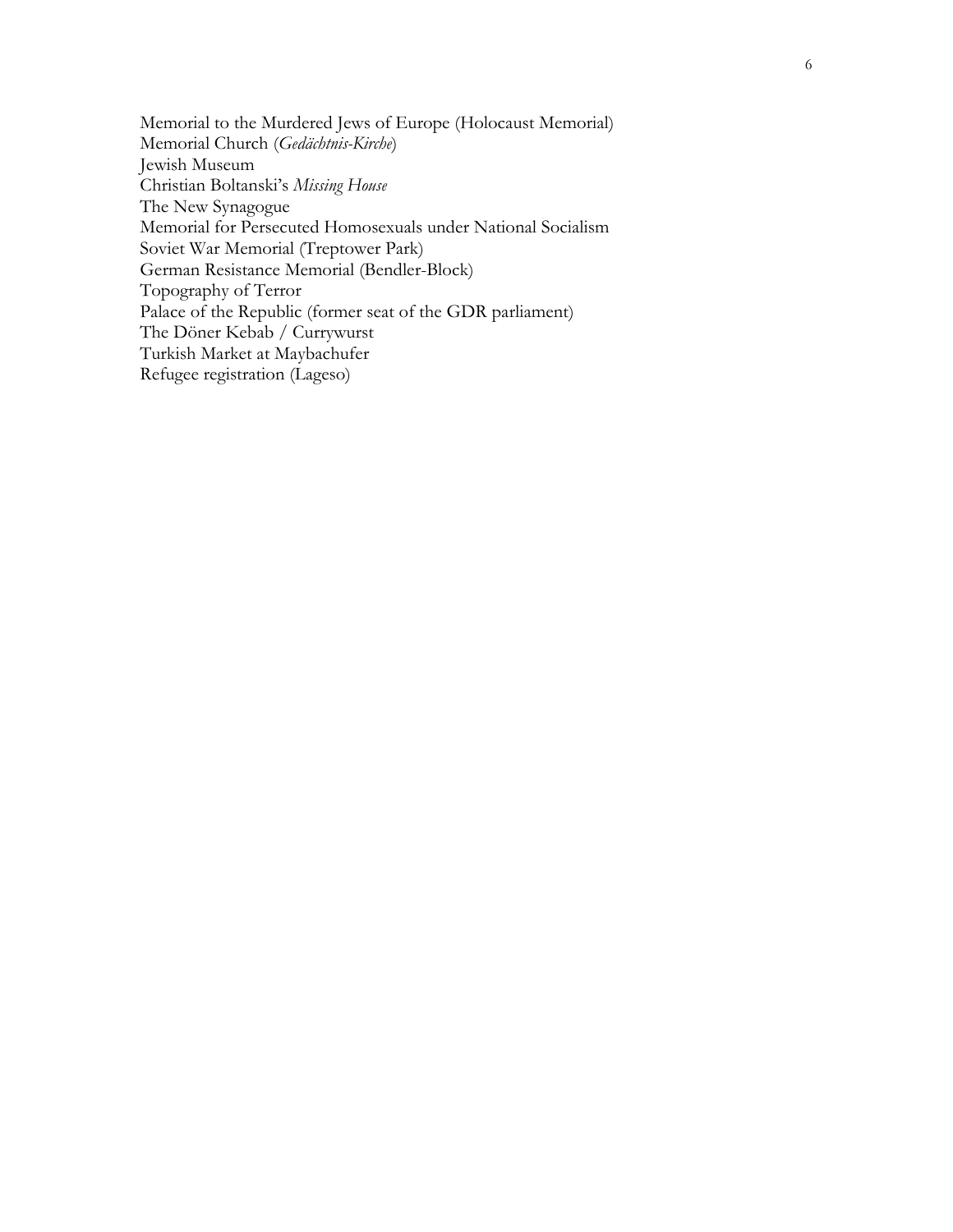Memorial to the Murdered Jews of Europe (Holocaust Memorial)
Memorial Church (*Gedächtnis-Kirche*)
Jewish Museum
Christian Boltanski's *Missing House*
The New Synagogue
Memorial for Persecuted Homosexuals under National Socialism
Soviet War Memorial (Treptower Park)
German Resistance Memorial (Bendler-Block)
Topography of Terror
Palace of the Republic (former seat of the GDR parliament)
The Döner Kebab / Currywurst
Turkish Market at Maybachufer
Refugee registration (Lageso)